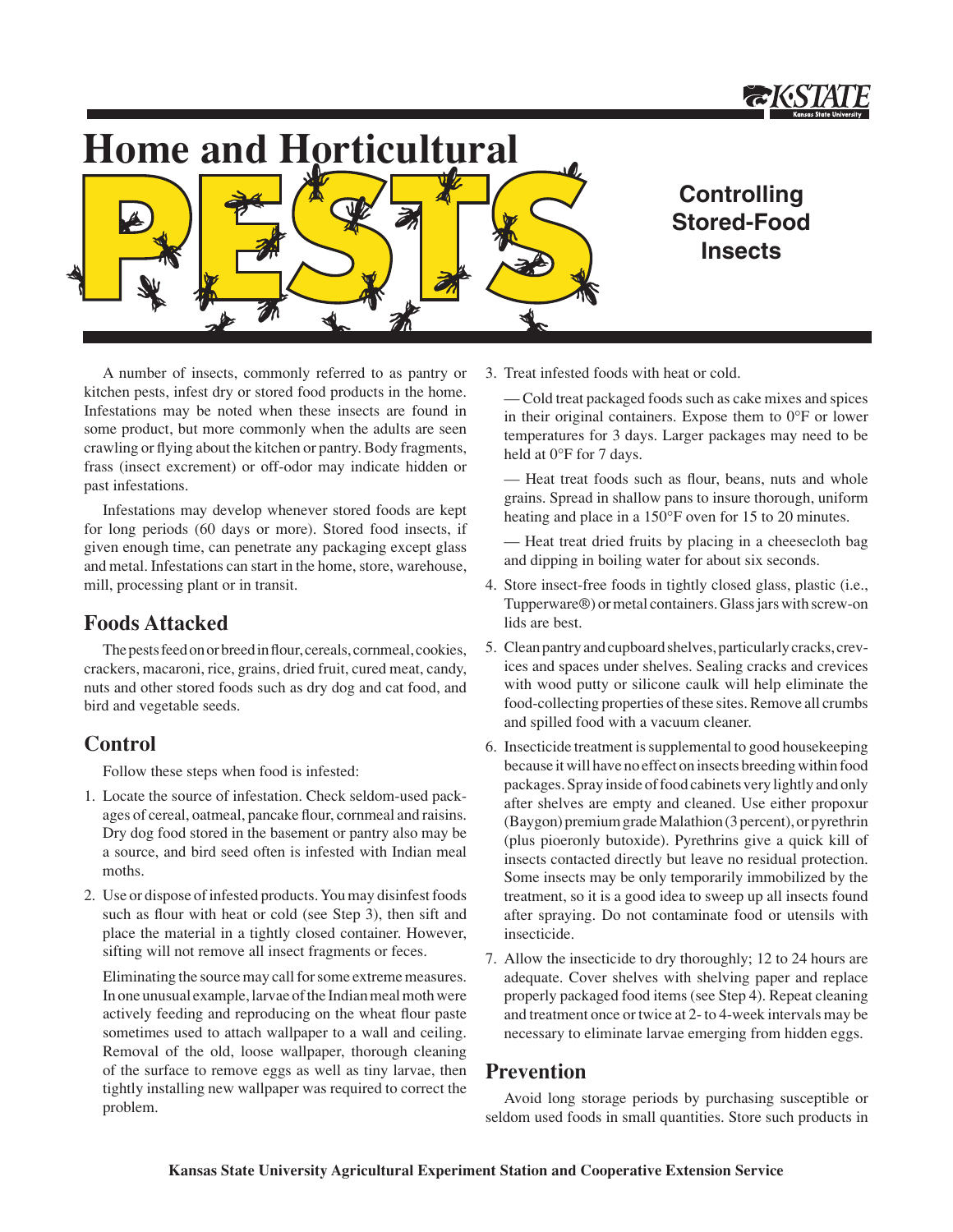# Home and Horticultural PESTS

## Controlling Stored-Food Insects

A number of insects, commonly referred to as pantry or kitchen pests, infest dry or stored food products in the home. Infestations may be noted when these insects are found in some product, but more commonly when the adults are seen crawling or flying about the kitchen or pantry. Body fragments, frass (insect excrement) or off-odor may indicate hidden or past infestations.

Infestations may develop whenever stored foods are kept for long periods (60 days or more). Stored food insects, if given enough time, can penetrate any packaging except glass and metal. Infestations can start in the home, store, warehouse, mill, processing plant or in transit.

## Foods Attacked

The pests feed on or breed in flour, cereals, cornmeal, cookies, crackers, macaroni, rice, grains, dried fruit, cured meat, candy, nuts and other stored foods such as dry dog and cat food, and bird and vegetable seeds.

## Control

Follow these steps when food is infested:

1. Locate the source of infestation. Check seldom-used packages of cereal, oatmeal, pancake flour, cornmeal and raisins. Dry dog food stored in the basement or pantry also may be a source, and bird seed often is infested with Indian meal moths.
2. Use or dispose of infested products. You may disinfest foods such as flour with heat or cold (see Step 3), then sift and place the material in a tightly closed container. However, sifting will not remove all insect fragments or feces.

   Eliminating the source may call for some extreme measures. In one unusual example, larvae of the Indian meal moth were actively feeding and reproducing on the wheat flour paste sometimes used to attach wallpaper to a wall and ceiling. Removal of the old, loose wallpaper, thorough cleaning of the surface to remove eggs as well as tiny larvae, then tightly installing new wallpaper was required to correct the problem.
3. Treat infested foods with heat or cold.

   — Cold treat packaged foods such as cake mixes and spices in their original containers. Expose them to 0°F or lower temperatures for 3 days. Larger packages may need to be held at 0°F for 7 days.

   — Heat treat foods such as flour, beans, nuts and whole grains. Spread in shallow pans to insure thorough, uniform heating and place in a 150°F oven for 15 to 20 minutes.

   — Heat treat dried fruits by placing in a cheesecloth bag and dipping in boiling water for about six seconds.
4. Store insect-free foods in tightly closed glass, plastic (i.e., Tupperware®) or metal containers. Glass jars with screw-on lids are best.
5. Clean pantry and cupboard shelves, particularly cracks, crevices and spaces under shelves. Sealing cracks and crevices with wood putty or silicone caulk will help eliminate the food-collecting properties of these sites. Remove all crumbs and spilled food with a vacuum cleaner.
6. Insecticide treatment is supplemental to good housekeeping because it will have no effect on insects breeding within food packages. Spray inside of food cabinets very lightly and only after shelves are empty and cleaned. Use either propoxur (Baygon) premium grade Malathion (3 percent), or pyrethrin (plus pioeronly butoxide). Pyrethrins give a quick kill of insects contacted directly but leave no residual protection. Some insects may be only temporarily immobilized by the treatment, so it is a good idea to sweep up all insects found after spraying. Do not contaminate food or utensils with insecticide.
7. Allow the insecticide to dry thoroughly; 12 to 24 hours are adequate. Cover shelves with shelving paper and replace properly packaged food items (see Step 4). Repeat cleaning and treatment once or twice at 2- to 4-week intervals may be necessary to eliminate larvae emerging from hidden eggs.

## Prevention

Avoid long storage periods by purchasing susceptible or seldom used foods in small quantities. Store such products in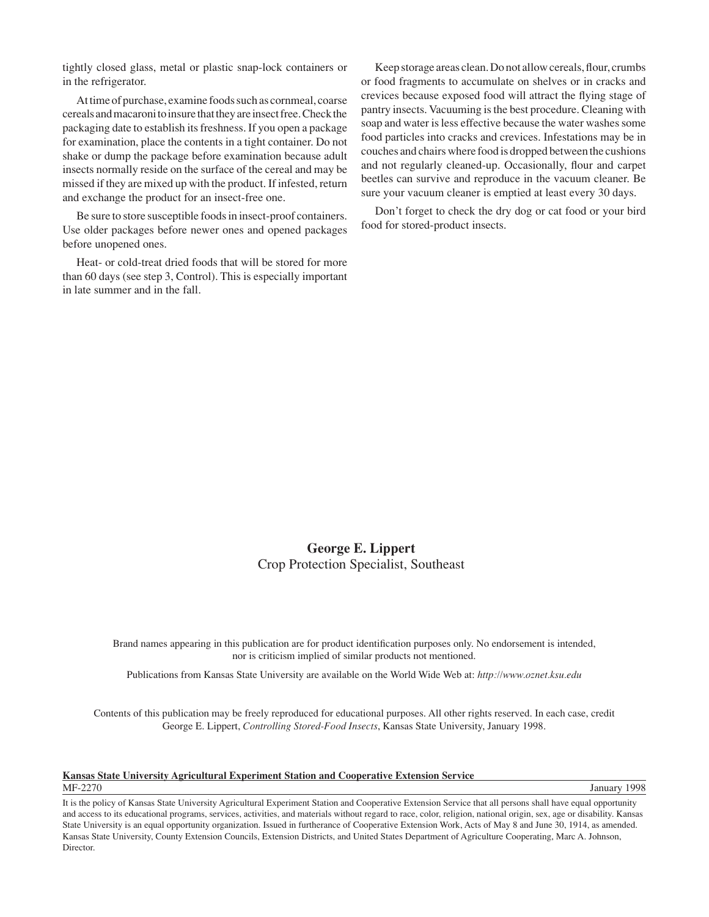tightly closed glass, metal or plastic snap-lock containers or in the refrigerator.

At time of purchase, examine foods such as cornmeal, coarse cereals and macaroni to insure that they are insect free. Check the packaging date to establish its freshness. If you open a package for examination, place the contents in a tight container. Do not shake or dump the package before examination because adult insects normally reside on the surface of the cereal and may be missed if they are mixed up with the product. If infested, return and exchange the product for an insect-free one.

Be sure to store susceptible foods in insect-proof containers. Use older packages before newer ones and opened packages before unopened ones.

Heat- or cold-treat dried foods that will be stored for more than 60 days (see step 3, Control). This is especially important in late summer and in the fall.

Keep storage areas clean. Do not allow cereals, flour, crumbs or food fragments to accumulate on shelves or in cracks and crevices because exposed food will attract the flying stage of pantry insects. Vacuuming is the best procedure. Cleaning with soap and water is less effective because the water washes some food particles into cracks and crevices. Infestations may be in couches and chairs where food is dropped between the cushions and not regularly cleaned-up. Occasionally, flour and carpet beetles can survive and reproduce in the vacuum cleaner. Be sure your vacuum cleaner is emptied at least every 30 days.

Don't forget to check the dry dog or cat food or your bird food for stored-product insects.

**George E. Lippert**
Crop Protection Specialist, Southeast

Brand names appearing in this publication are for product identification purposes only. No endorsement is intended, nor is criticism implied of similar products not mentioned.

Publications from Kansas State University are available on the World Wide Web at: *http://www.oznet.ksu.edu*

Contents of this publication may be freely reproduced for educational purposes. All other rights reserved. In each case, credit George E. Lippert, *Controlling Stored-Food Insects*, Kansas State University, January 1998.

**Kansas State University Agricultural Experiment Station and Cooperative Extension Service**

MF-2270 January 1998

It is the policy of Kansas State University Agricultural Experiment Station and Cooperative Extension Service that all persons shall have equal opportunity and access to its educational programs, services, activities, and materials without regard to race, color, religion, national origin, sex, age or disability. Kansas State University is an equal opportunity organization. Issued in furtherance of Cooperative Extension Work, Acts of May 8 and June 30, 1914, as amended. Kansas State University, County Extension Councils, Extension Districts, and United States Department of Agriculture Cooperating, Marc A. Johnson, Director.